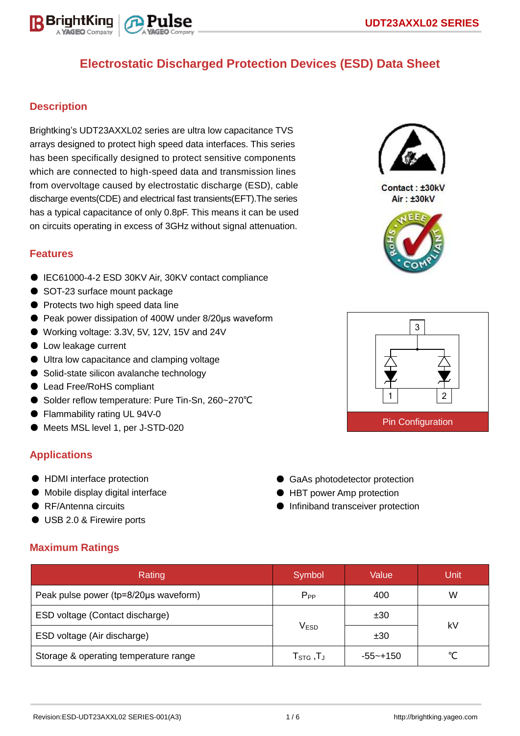# Electrostatic Discharged Protection Devices (ESD) Data Sheet

## Description

Brightking's UDT23AXXL02 series are ultra low capacitance TVS arrays designed to protect high speed data interfaces. This series has been specifically designed to protect sensitive components which are connected to high-speed data and transmission lines from overvoltage caused by electrostatic discharge (ESD), cable discharge events(CDE) and electrical fast transients(EFT).The series has a typical capacitance of only 0.8pF. This means it can be used on circuits operating in excess of 3GHz without signal attenuation.

Contact : ±30kV
Air : ±30kV

## Features

- IEC61000-4-2 ESD 30KV Air, 30KV contact compliance
- SOT-23 surface mount package
- Protects two high speed data line
- Peak power dissipation of 400W under 8/20μs waveform
- Working voltage: 3.3V, 5V, 12V, 15V and 24V
- Low leakage current
- Ultra low capacitance and clamping voltage
- Solid-state silicon avalanche technology
- Lead Free/RoHS compliant
- Solder reflow temperature: Pure Tin-Sn, 260~270℃
- Flammability rating UL 94V-0
- Meets MSL level 1, per J-STD-020

Pin Configuration

## Applications

- HDMI interface protection
- Mobile display digital interface
- RF/Antenna circuits
- USB 2.0 & Firewire ports
- GaAs photodetector protection
- HBT power Amp protection
- Infiniband transceiver protection

## Maximum Ratings

| Rating | Symbol | Value | Unit |
|---|---|---|---|
| Peak pulse power (tp=8/20μs waveform) | $P_{PP}$ | 400 | W |
| ESD voltage (Contact discharge) | $V_{ESD}$ | ±30 | kV |
| ESD voltage (Air discharge) | | ±30 | |
| Storage & operating temperature range | $T_{STG}$ ,$T_J$ | -55~+150 | ℃ |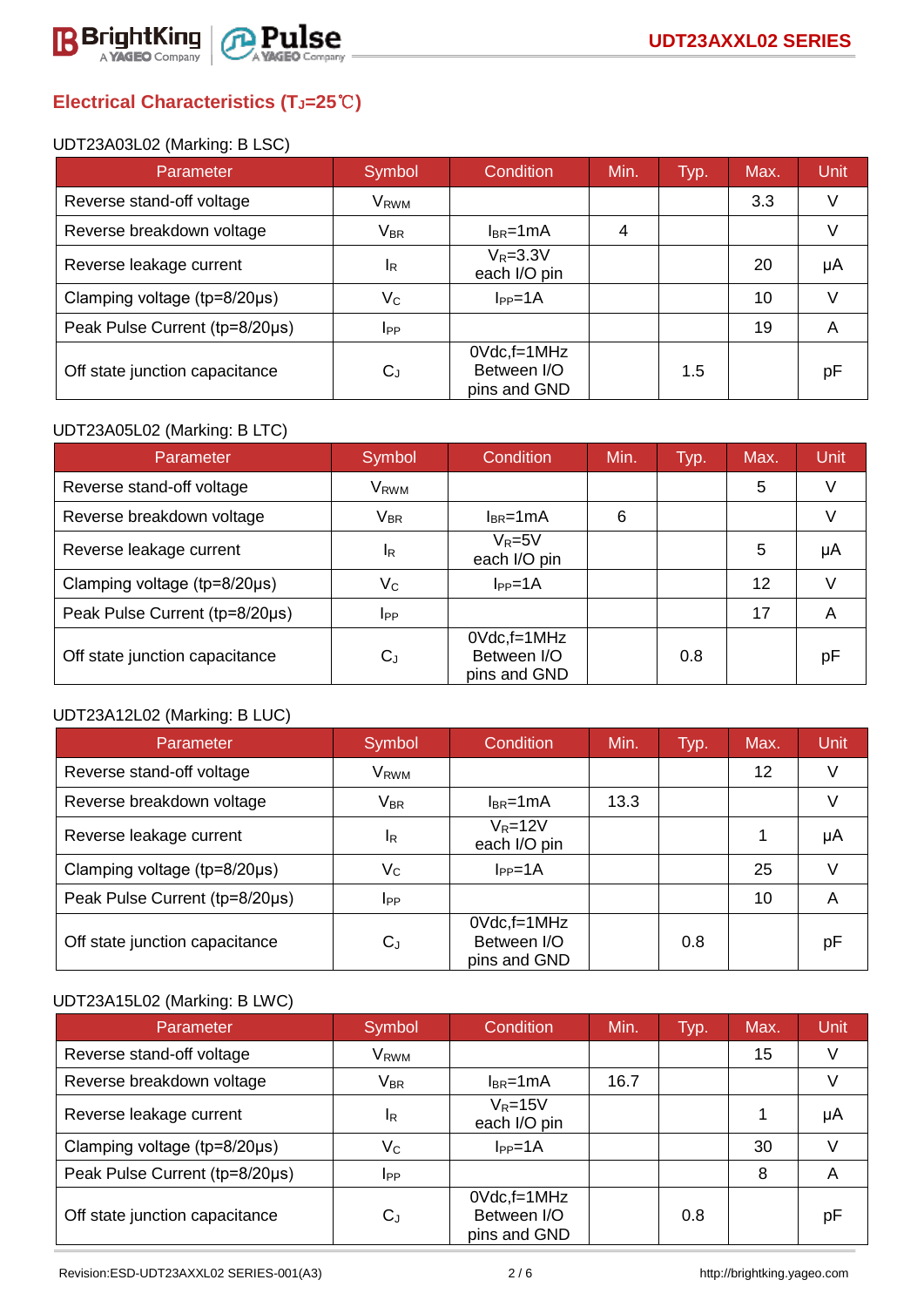## Electrical Characteristics ($T_J$=25℃)

UDT23A03L02 (Marking: B LSC)

| Parameter | Symbol | Condition | Min. | Typ. | Max. | Unit |
|---|---|---|---|---|---|---|
| Reverse stand-off voltage | $V_{RWM}$ | | | | 3.3 | V |
| Reverse breakdown voltage | $V_{BR}$ | $I_{BR}$=1mA | 4 | | | V |
| Reverse leakage current | $I_R$ | $V_R$=3.3V each I/O pin | | | 20 | μA |
| Clamping voltage (tp=8/20μs) | $V_C$ | $I_{PP}$=1A | | | 10 | V |
| Peak Pulse Current (tp=8/20μs) | $I_{PP}$ | | | | 19 | A |
| Off state junction capacitance | $C_J$ | 0Vdc,f=1MHz Between I/O pins and GND | | 1.5 | | pF |

UDT23A05L02 (Marking: B LTC)

| Parameter | Symbol | Condition | Min. | Typ. | Max. | Unit |
|---|---|---|---|---|---|---|
| Reverse stand-off voltage | $V_{RWM}$ | | | | 5 | V |
| Reverse breakdown voltage | $V_{BR}$ | $I_{BR}$=1mA | 6 | | | V |
| Reverse leakage current | $I_R$ | $V_R$=5V each I/O pin | | | 5 | μA |
| Clamping voltage (tp=8/20μs) | $V_C$ | $I_{PP}$=1A | | | 12 | V |
| Peak Pulse Current (tp=8/20μs) | $I_{PP}$ | | | | 17 | A |
| Off state junction capacitance | $C_J$ | 0Vdc,f=1MHz Between I/O pins and GND | | 0.8 | | pF |

UDT23A12L02 (Marking: B LUC)

| Parameter | Symbol | Condition | Min. | Typ. | Max. | Unit |
|---|---|---|---|---|---|---|
| Reverse stand-off voltage | $V_{RWM}$ | | | | 12 | V |
| Reverse breakdown voltage | $V_{BR}$ | $I_{BR}$=1mA | 13.3 | | | V |
| Reverse leakage current | $I_R$ | $V_R$=12V each I/O pin | | | 1 | μA |
| Clamping voltage (tp=8/20μs) | $V_C$ | $I_{PP}$=1A | | | 25 | V |
| Peak Pulse Current (tp=8/20μs) | $I_{PP}$ | | | | 10 | A |
| Off state junction capacitance | $C_J$ | 0Vdc,f=1MHz Between I/O pins and GND | | 0.8 | | pF |

UDT23A15L02 (Marking: B LWC)

| Parameter | Symbol | Condition | Min. | Typ. | Max. | Unit |
|---|---|---|---|---|---|---|
| Reverse stand-off voltage | $V_{RWM}$ | | | | 15 | V |
| Reverse breakdown voltage | $V_{BR}$ | $I_{BR}$=1mA | 16.7 | | | V |
| Reverse leakage current | $I_R$ | $V_R$=15V each I/O pin | | | 1 | μA |
| Clamping voltage (tp=8/20μs) | $V_C$ | $I_{PP}$=1A | | | 30 | V |
| Peak Pulse Current (tp=8/20μs) | $I_{PP}$ | | | | 8 | A |
| Off state junction capacitance | $C_J$ | 0Vdc,f=1MHz Between I/O pins and GND | | 0.8 | | pF |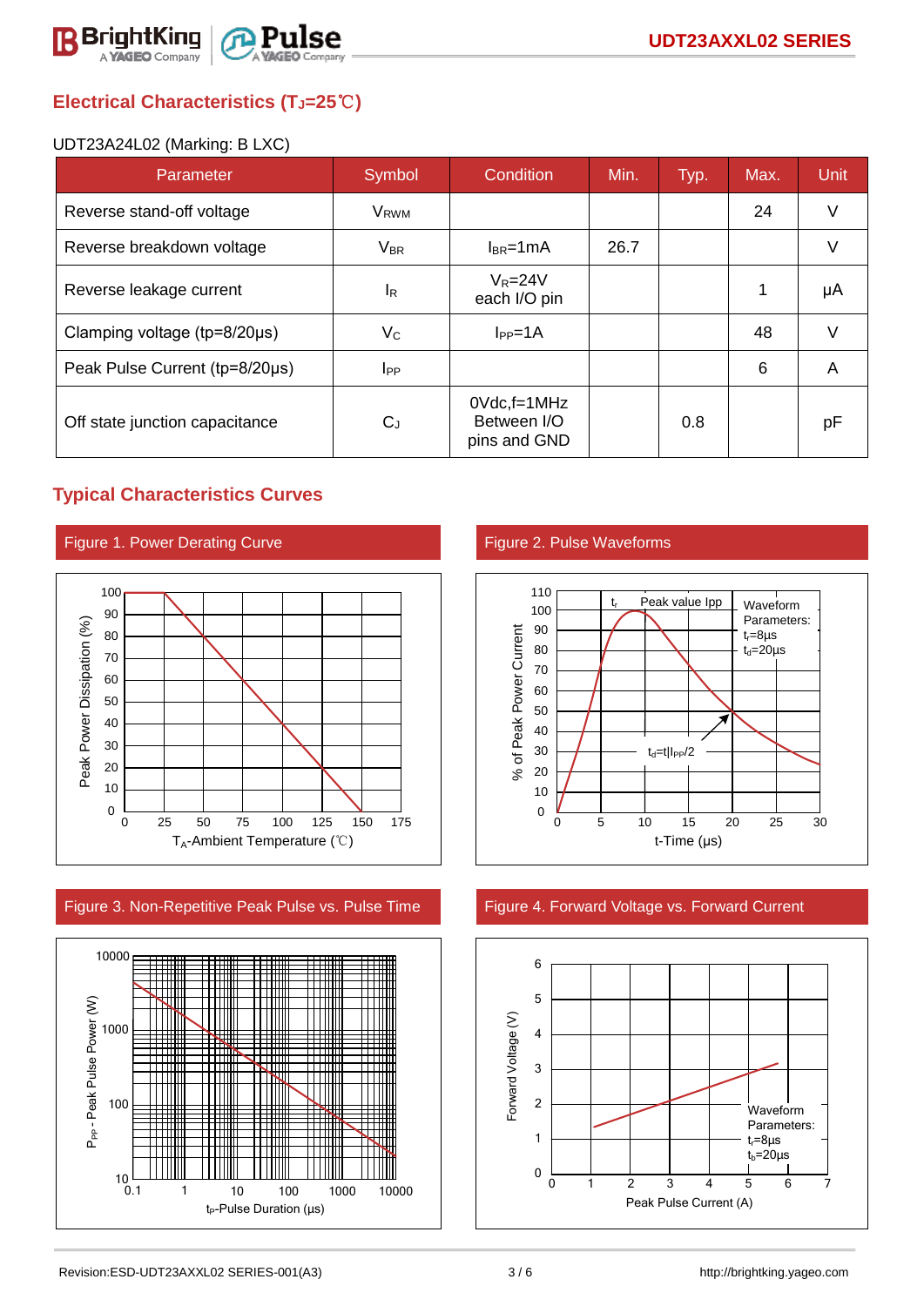## Electrical Characteristics ($T_J$=25℃)

UDT23A24L02 (Marking: B LXC)

| Parameter | Symbol | Condition | Min. | Typ. | Max. | Unit |
|---|---|---|---|---|---|---|
| Reverse stand-off voltage | $V_{RWM}$ | | | | 24 | V |
| Reverse breakdown voltage | $V_{BR}$ | $I_{BR}$=1mA | 26.7 | | | V |
| Reverse leakage current | $I_R$ | $V_R$=24V each I/O pin | | | 1 | μA |
| Clamping voltage (tp=8/20μs) | $V_C$ | $I_{PP}$=1A | | | 48 | V |
| Peak Pulse Current (tp=8/20μs) | $I_{PP}$ | | | | 6 | A |
| Off state junction capacitance | $C_J$ | 0Vdc,f=1MHz Between I/O pins and GND | | 0.8 | | pF |

## Typical Characteristics Curves

Figure 1. Power Derating Curve

Figure 2. Pulse Waveforms

Figure 3. Non-Repetitive Peak Pulse vs. Pulse Time

Figure 4. Forward Voltage vs. Forward Current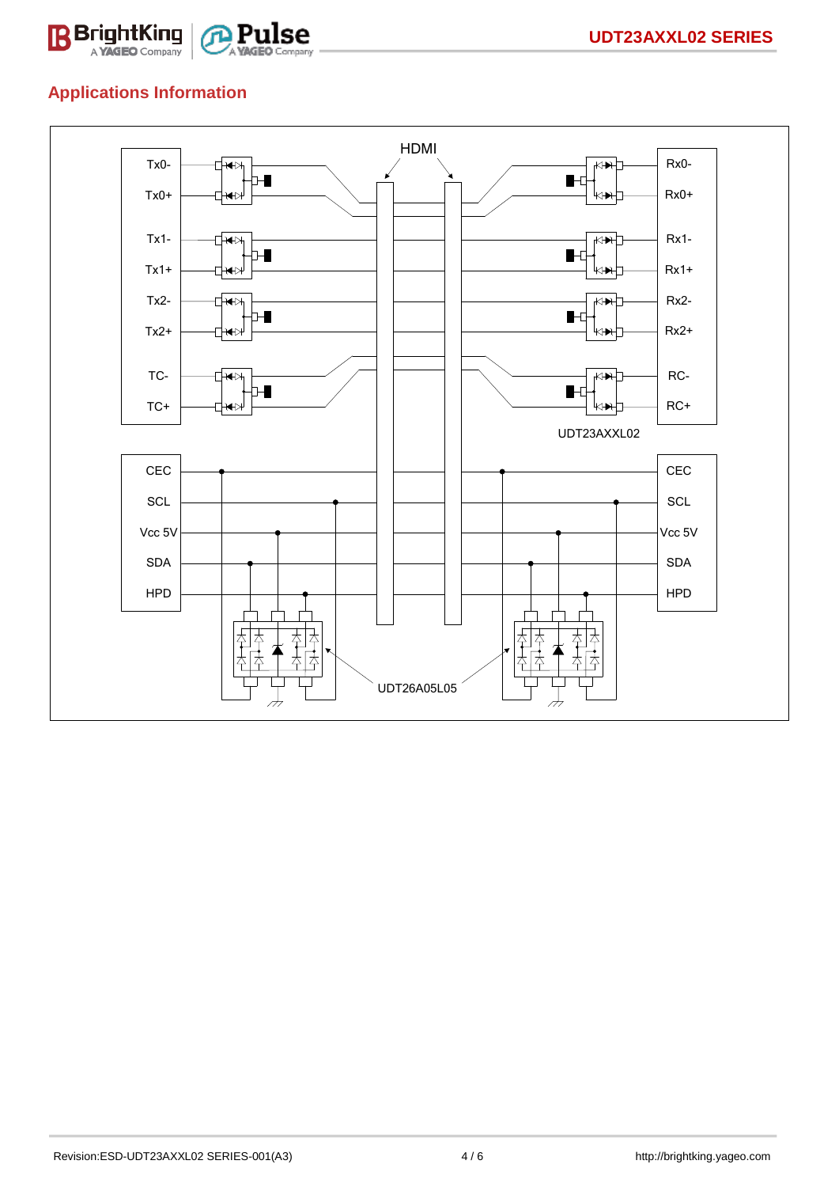## Applications Information

HDMI

| Tx0- | Rx0- |
|---|---|
| Tx0+ | Rx0+ |
| Tx1- | Rx1- |
| Tx1+ | Rx1+ |
| Tx2- | Rx2- |
| Tx2+ | Rx2+ |
| TC- | RC- |
| TC+ | RC+ |

UDT23AXXL02

| CEC | CEC |
|---|---|
| SCL | SCL |
| Vcc 5V | Vcc 5V |
| SDA | SDA |
| HPD | HPD |

UDT26A05L05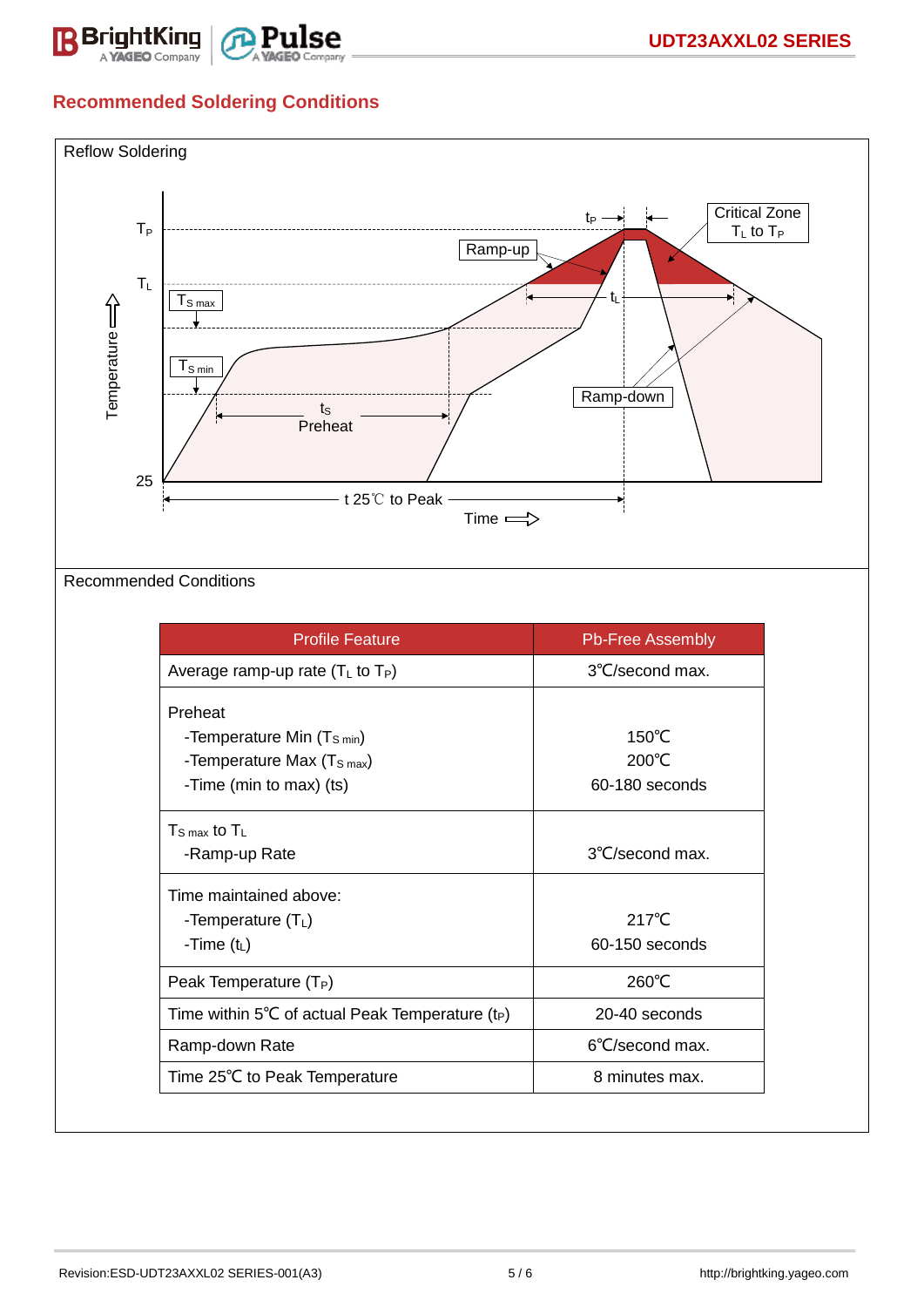## Recommended Soldering Conditions

Reflow Soldering

Recommended Conditions

| Profile Feature | Pb-Free Assembly |
|---|---|
| Average ramp-up rate ($T_L$ to $T_P$) | 3℃/second max. |
| Preheat<br>-Temperature Min ($T_{S\ min}$)<br>-Temperature Max ($T_{S\ max}$)<br>-Time (min to max) (ts) | 150℃<br>200℃<br>60-180 seconds |
| $T_{S\ max}$ to $T_L$<br>-Ramp-up Rate | 3℃/second max. |
| Time maintained above:<br>-Temperature ($T_L$)<br>-Time ($t_L$) | 217℃<br>60-150 seconds |
| Peak Temperature ($T_P$) | 260℃ |
| Time within 5℃ of actual Peak Temperature ($t_P$) | 20-40 seconds |
| Ramp-down Rate | 6℃/second max. |
| Time 25℃ to Peak Temperature | 8 minutes max. |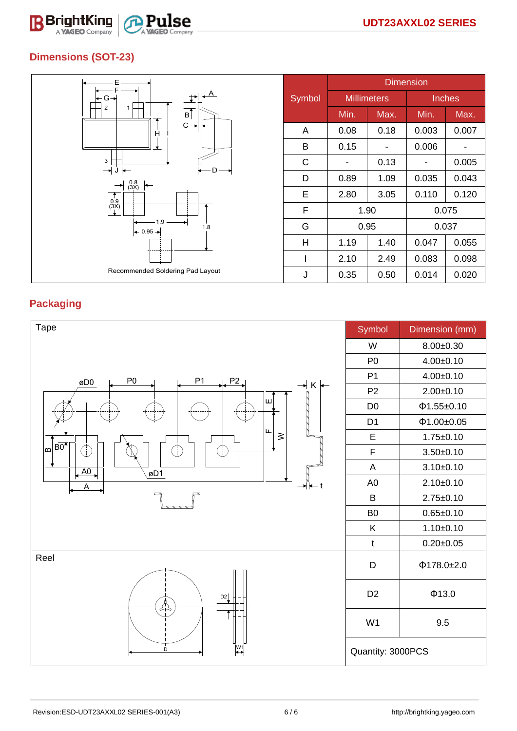## Dimensions (SOT-23)

E
F
G
A
B
C
H
I
J
D
0.8 (3X)
0.9 (3X)
1.9
0.95
1.8

Recommended Soldering Pad Layout

| Symbol | Dimension | | | |
|---|---|---|---|---|
| | Millimeters | | Inches | |
| | Min. | Max. | Min. | Max. |
| A | 0.08 | 0.18 | 0.003 | 0.007 |
| B | 0.15 | - | 0.006 | - |
| C | - | 0.13 | - | 0.005 |
| D | 0.89 | 1.09 | 0.035 | 0.043 |
| E | 2.80 | 3.05 | 0.110 | 0.120 |
| F | 1.90 | | 0.075 | |
| G | 0.95 | | 0.037 | |
| H | 1.19 | 1.40 | 0.047 | 0.055 |
| I | 2.10 | 2.49 | 0.083 | 0.098 |
| J | 0.35 | 0.50 | 0.014 | 0.020 |

## Packaging

Tape

øD0
P0
P1
P2
K
E
F
W
B
B0
A0
A
øD1
t

| Symbol | Dimension (mm) |
|---|---|
| W | 8.00±0.30 |
| P0 | 4.00±0.10 |
| P1 | 4.00±0.10 |
| P2 | 2.00±0.10 |
| D0 | Φ1.55±0.10 |
| D1 | Φ1.00±0.05 |
| E | 1.75±0.10 |
| F | 3.50±0.10 |
| A | 3.10±0.10 |
| A0 | 2.10±0.10 |
| B | 2.75±0.10 |
| B0 | 0.65±0.10 |
| K | 1.10±0.10 |
| t | 0.20±0.05 |

Reel

D2
D
W1

| Symbol | Dimension (mm) |
|---|---|
| D | Φ178.0±2.0 |
| D2 | Φ13.0 |
| W1 | 9.5 |

Quantity: 3000PCS

Revision:ESD-UDT23AXXL02 SERIES-001(A3)

http://brightking.yageo.com